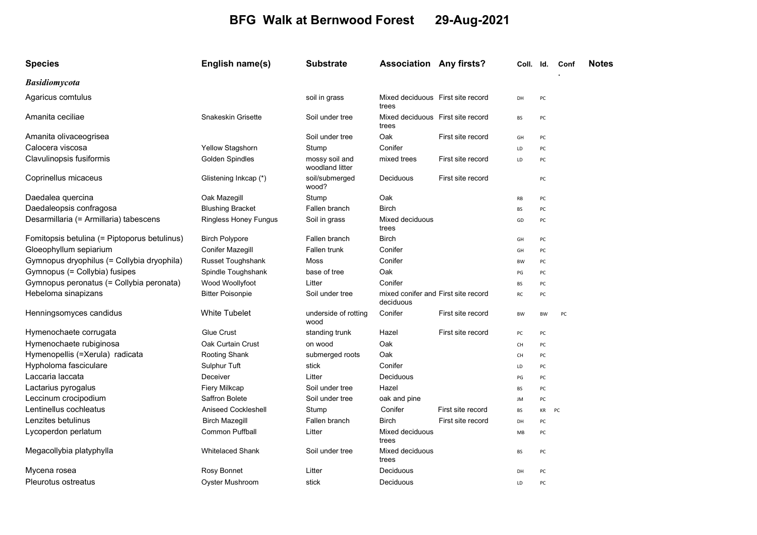# BFG Walk at Bernwood Forest 29-Aug-2021

| Species | English name(s) | Substrate | Association | Any firsts? | Coll. | Id. | Conf. | Notes |
|---|---|---|---|---|---|---|---|---|
| ***Basidiomycota*** | | | | | | | | |
| Agaricus comtulus | | soil in grass | Mixed deciduous trees | First site record | DH | PC | | |
| Amanita ceciliae | Snakeskin Grisette | Soil under tree | Mixed deciduous trees | First site record | BS | PC | | |
| Amanita olivaceogrisea | | Soil under tree | Oak | First site record | GH | PC | | |
| Calocera viscosa | Yellow Stagshorn | Stump | Conifer | | LD | PC | | |
| Clavulinopsis fusiformis | Golden Spindles | mossy soil and woodland litter | mixed trees | First site record | LD | PC | | |
| Coprinellus micaceus | Glistening Inkcap (*) | soil/submerged wood? | Deciduous | First site record | | PC | | |
| Daedalea quercina | Oak Mazegill | Stump | Oak | | RB | PC | | |
| Daedaleopsis confragosa | Blushing Bracket | Fallen branch | Birch | | BS | PC | | |
| Desarmillaria (= Armillaria) tabescens | Ringless Honey Fungus | Soil in grass | Mixed deciduous trees | | GD | PC | | |
| Fomitopsis betulina (= Piptoporus betulinus) | Birch Polypore | Fallen branch | Birch | | GH | PC | | |
| Gloeophyllum sepiarium | Conifer Mazegill | Fallen trunk | Conifer | | GH | PC | | |
| Gymnopus dryophilus (= Collybia dryophila) | Russet Toughshank | Moss | Conifer | | BW | PC | | |
| Gymnopus (= Collybia) fusipes | Spindle Toughshank | base of tree | Oak | | PG | PC | | |
| Gymnopus peronatus (= Collybia peronata) | Wood Woollyfoot | Litter | Conifer | | BS | PC | | |
| Hebeloma sinapizans | Bitter Poisonpie | Soil under tree | mixed conifer and deciduous | First site record | RC | PC | | |
| Henningsomyces candidus | White Tubelet | underside of rotting wood | Conifer | First site record | BW | BW | PC | |
| Hymenochaete corrugata | Glue Crust | standing trunk | Hazel | First site record | PC | PC | | |
| Hymenochaete rubiginosa | Oak Curtain Crust | on wood | Oak | | CH | PC | | |
| Hymenopellis (=Xerula) radicata | Rooting Shank | submerged roots | Oak | | CH | PC | | |
| Hypholoma fasciculare | Sulphur Tuft | stick | Conifer | | LD | PC | | |
| Laccaria laccata | Deceiver | Litter | Deciduous | | PG | PC | | |
| Lactarius pyrogalus | Fiery Milkcap | Soil under tree | Hazel | | BS | PC | | |
| Leccinum crocipodium | Saffron Bolete | Soil under tree | oak and pine | | JM | PC | | |
| Lentinellus cochleatus | Aniseed Cockleshell | Stump | Conifer | First site record | BS | KR | PC | |
| Lenzites betulinus | Birch Mazegill | Fallen branch | Birch | First site record | DH | PC | | |
| Lycoperdon perlatum | Common Puffball | Litter | Mixed deciduous trees | | MB | PC | | |
| Megacollybia platyphylla | Whitelaced Shank | Soil under tree | Mixed deciduous trees | | BS | PC | | |
| Mycena rosea | Rosy Bonnet | Litter | Deciduous | | DH | PC | | |
| Pleurotus ostreatus | Oyster Mushroom | stick | Deciduous | | LD | PC | | |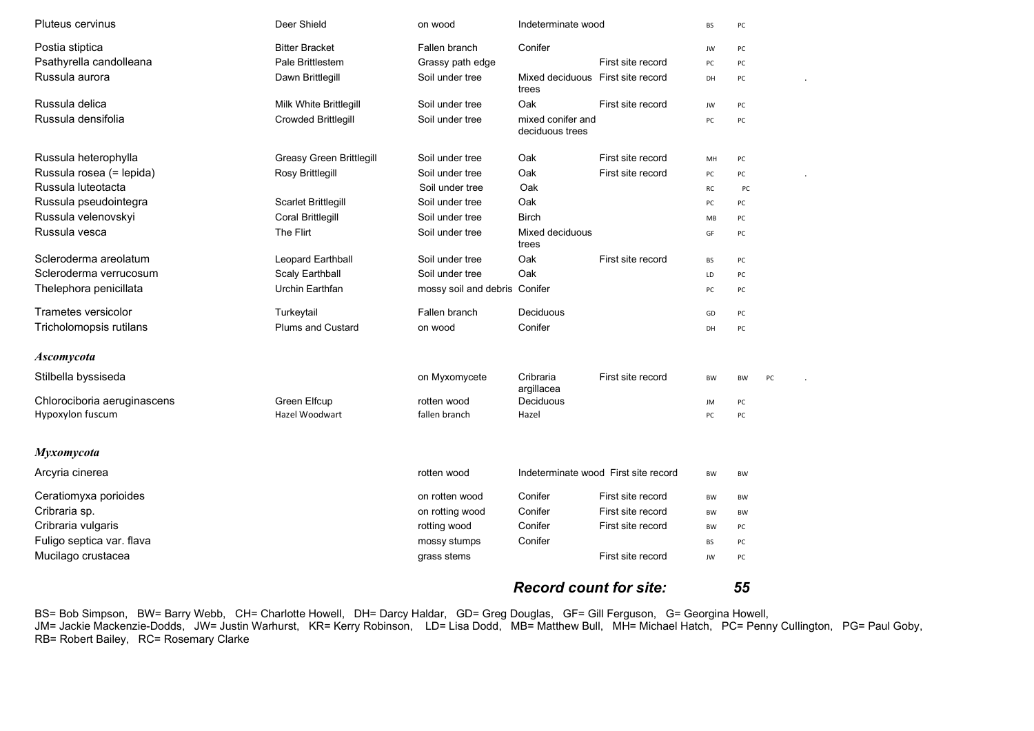| | | | | | | | |
|---|---|---|---|---|---|---|---|
| Pluteus cervinus | Deer Shield | on wood | Indeterminate wood | | BS | PC | |
| Postia stiptica | Bitter Bracket | Fallen branch | Conifer | | JW | PC | |
| Psathyrella candolleana | Pale Brittlestem | Grassy path edge | | First site record | PC | PC | |
| Russula aurora | Dawn Brittlegill | Soil under tree | Mixed deciduous trees | First site record | DH | PC | . |
| Russula delica | Milk White Brittlegill | Soil under tree | Oak | First site record | JW | PC | |
| Russula densifolia | Crowded Brittlegill | Soil under tree | mixed conifer and deciduous trees | | PC | PC | |
| Russula heterophylla | Greasy Green Brittlegill | Soil under tree | Oak | First site record | MH | PC | |
| Russula rosea (= lepida) | Rosy Brittlegill | Soil under tree | Oak | First site record | PC | PC | . |
| Russula luteotacta | | Soil under tree | Oak | | RC | PC | |
| Russula pseudointegra | Scarlet Brittlegill | Soil under tree | Oak | | PC | PC | |
| Russula velenovskyi | Coral Brittlegill | Soil under tree | Birch | | MB | PC | |
| Russula vesca | The Flirt | Soil under tree | Mixed deciduous trees | | GF | PC | |
| Scleroderma areolatum | Leopard Earthball | Soil under tree | Oak | First site record | BS | PC | |
| Scleroderma verrucosum | Scaly Earthball | Soil under tree | Oak | | LD | PC | |
| Thelephora penicillata | Urchin Earthfan | mossy soil and debris | Conifer | | PC | PC | |
| Trametes versicolor | Turkeytail | Fallen branch | Deciduous | | GD | PC | |
| Tricholomopsis rutilans | Plums and Custard | on wood | Conifer | | DH | PC | |
| ***Ascomycota*** | | | | | | | |
| Stilbella byssiseda | | on Myxomycete | Cribraria argillacea | First site record | BW | BW | PC . |
| Chlorociboria aeruginascens | Green Elfcup | rotten wood | Deciduous | | JM | PC | |
| Hypoxylon fuscum | Hazel Woodwart | fallen branch | Hazel | | PC | PC | |
| ***Myxomycota*** | | | | | | | |
| Arcyria cinerea | | rotten wood | Indeterminate wood | First site record | BW | BW | |
| Ceratiomyxa porioides | | on rotten wood | Conifer | First site record | BW | BW | |
| Cribraria sp. | | on rotting wood | Conifer | First site record | BW | BW | |
| Cribraria vulgaris | | rotting wood | Conifer | First site record | BW | PC | |
| Fuligo septica var. flava | | mossy stumps | Conifer | | BS | PC | |
| Mucilago crustacea | | grass stems | | First site record | JW | PC | |

***Record count for site: 55***

BS= Bob Simpson, BW= Barry Webb, CH= Charlotte Howell, DH= Darcy Haldar, GD= Greg Douglas, GF= Gill Ferguson, G= Georgina Howell,
JM= Jackie Mackenzie-Dodds, JW= Justin Warhurst, KR= Kerry Robinson, LD= Lisa Dodd, MB= Matthew Bull, MH= Michael Hatch, PC= Penny Cullington, PG= Paul Goby,
RB= Robert Bailey, RC= Rosemary Clarke